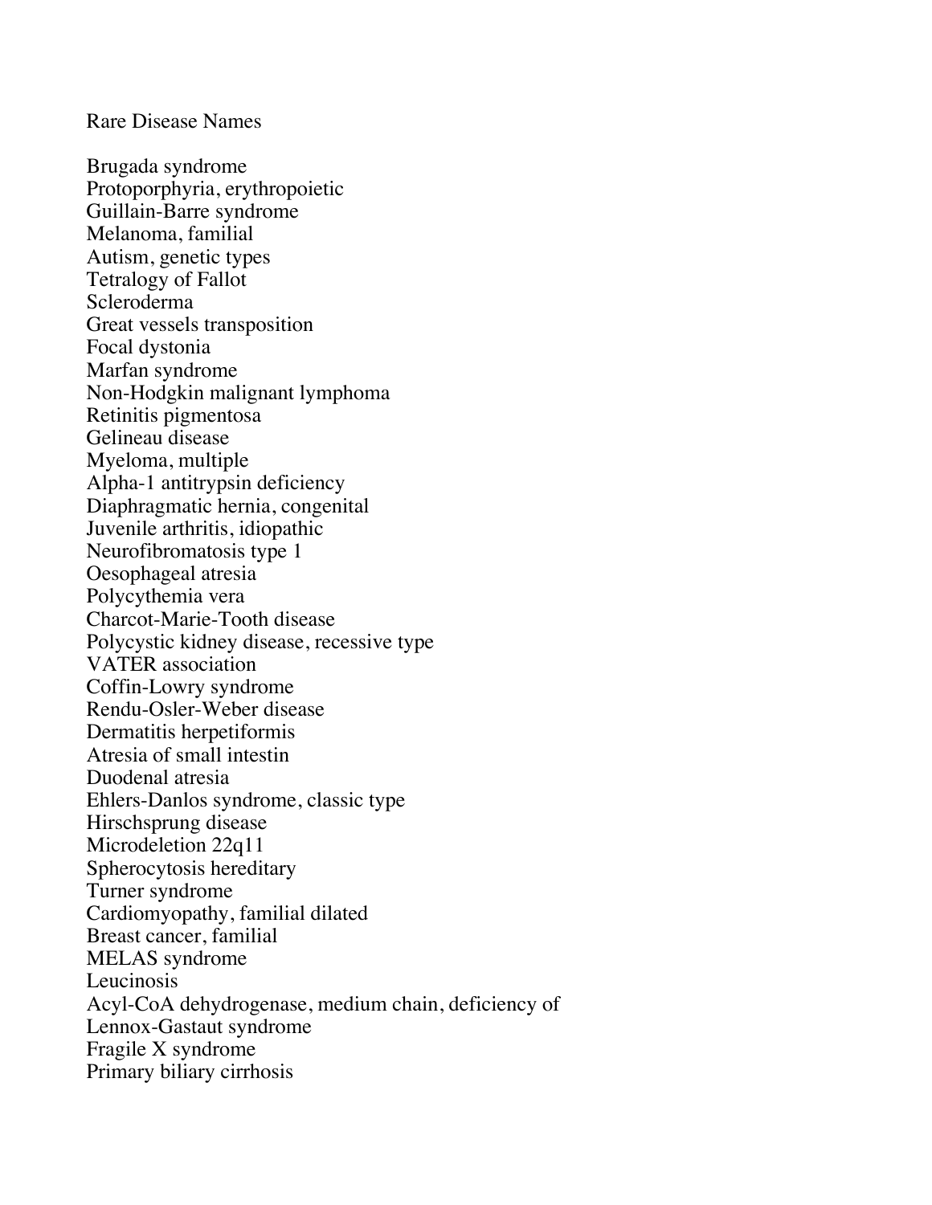Rare Disease Names

Brugada syndrome
Protoporphyria, erythropoietic
Guillain-Barre syndrome
Melanoma, familial
Autism, genetic types
Tetralogy of Fallot
Scleroderma
Great vessels transposition
Focal dystonia
Marfan syndrome
Non-Hodgkin malignant lymphoma
Retinitis pigmentosa
Gelineau disease
Myeloma, multiple
Alpha-1 antitrypsin deficiency
Diaphragmatic hernia, congenital
Juvenile arthritis, idiopathic
Neurofibromatosis type 1
Oesophageal atresia
Polycythemia vera
Charcot-Marie-Tooth disease
Polycystic kidney disease, recessive type
VATER association
Coffin-Lowry syndrome
Rendu-Osler-Weber disease
Dermatitis herpetiformis
Atresia of small intestin
Duodenal atresia
Ehlers-Danlos syndrome, classic type
Hirschsprung disease
Microdeletion 22q11
Spherocytosis hereditary
Turner syndrome
Cardiomyopathy, familial dilated
Breast cancer, familial
MELAS syndrome
Leucinosis
Acyl-CoA dehydrogenase, medium chain, deficiency of
Lennox-Gastaut syndrome
Fragile X syndrome
Primary biliary cirrhosis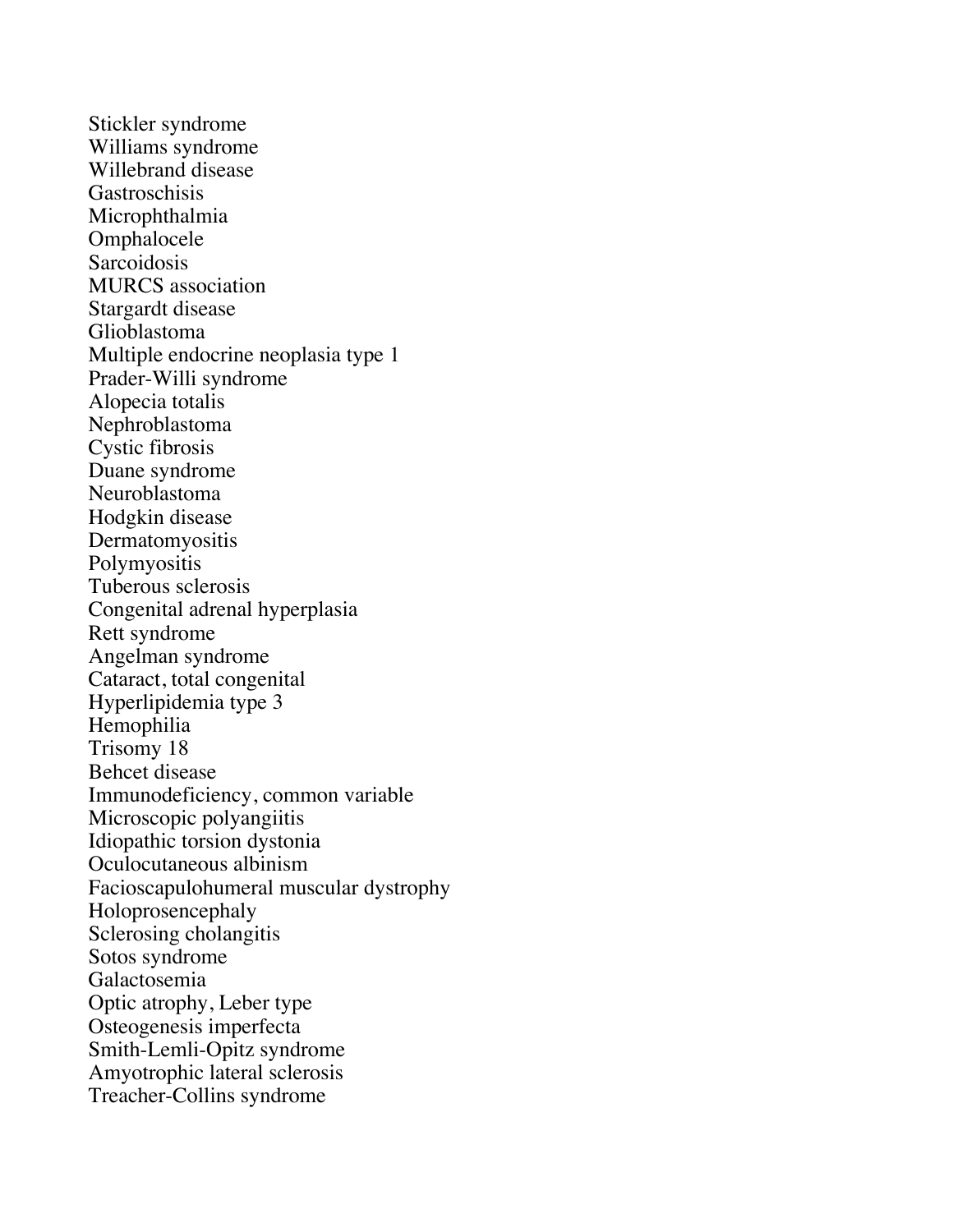Stickler syndrome
Williams syndrome
Willebrand disease
Gastroschisis
Microphthalmia
Omphalocele
Sarcoidosis
MURCS association
Stargardt disease
Glioblastoma
Multiple endocrine neoplasia type 1
Prader-Willi syndrome
Alopecia totalis
Nephroblastoma
Cystic fibrosis
Duane syndrome
Neuroblastoma
Hodgkin disease
Dermatomyositis
Polymyositis
Tuberous sclerosis
Congenital adrenal hyperplasia
Rett syndrome
Angelman syndrome
Cataract, total congenital
Hyperlipidemia type 3
Hemophilia
Trisomy 18
Behcet disease
Immunodeficiency, common variable
Microscopic polyangiitis
Idiopathic torsion dystonia
Oculocutaneous albinism
Facioscapulohumeral muscular dystrophy
Holoprosencephaly
Sclerosing cholangitis
Sotos syndrome
Galactosemia
Optic atrophy, Leber type
Osteogenesis imperfecta
Smith-Lemli-Opitz syndrome
Amyotrophic lateral sclerosis
Treacher-Collins syndrome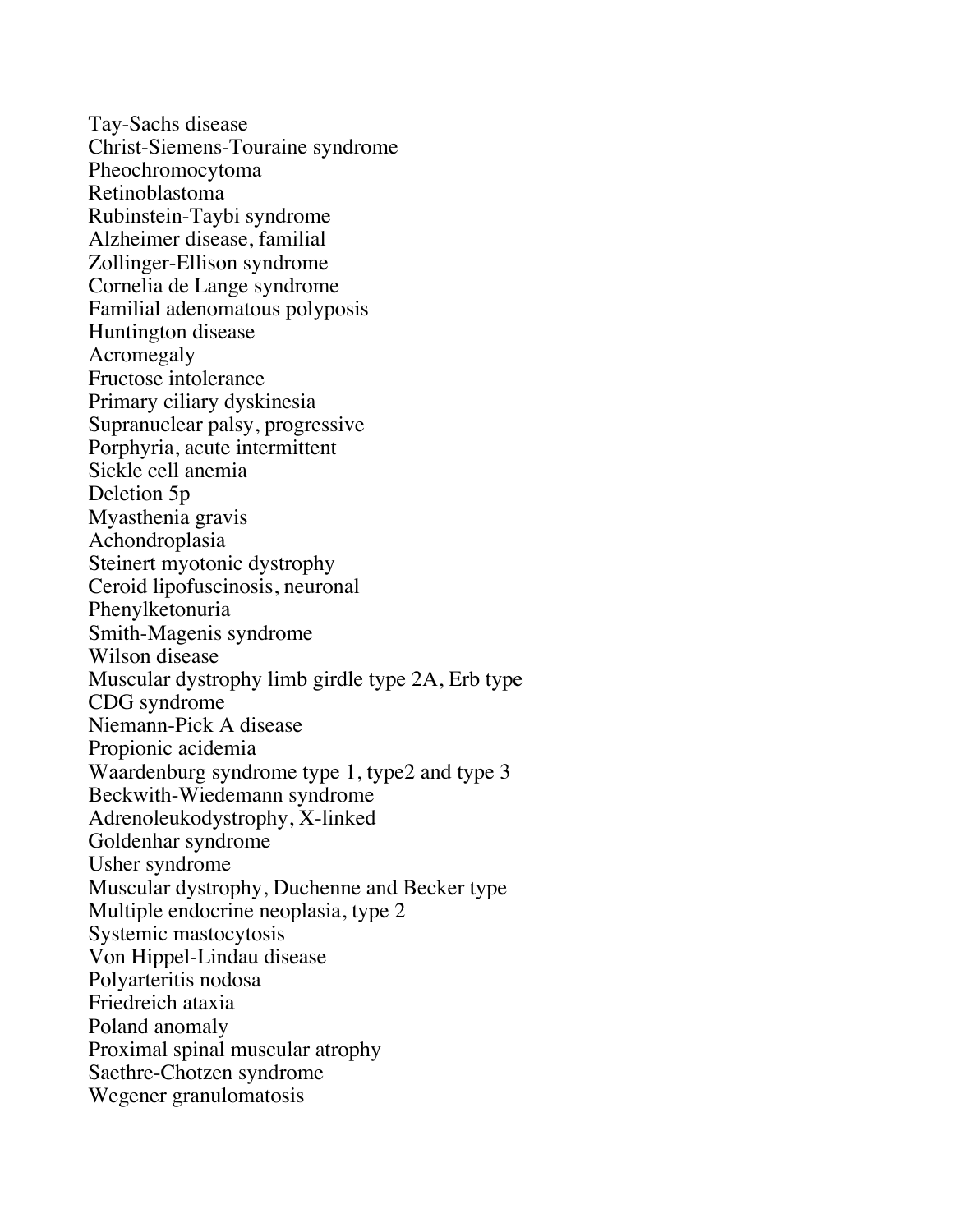Tay-Sachs disease
Christ-Siemens-Touraine syndrome
Pheochromocytoma
Retinoblastoma
Rubinstein-Taybi syndrome
Alzheimer disease, familial
Zollinger-Ellison syndrome
Cornelia de Lange syndrome
Familial adenomatous polyposis
Huntington disease
Acromegaly
Fructose intolerance
Primary ciliary dyskinesia
Supranuclear palsy, progressive
Porphyria, acute intermittent
Sickle cell anemia
Deletion 5p
Myasthenia gravis
Achondroplasia
Steinert myotonic dystrophy
Ceroid lipofuscinosis, neuronal
Phenylketonuria
Smith-Magenis syndrome
Wilson disease
Muscular dystrophy limb girdle type 2A, Erb type
CDG syndrome
Niemann-Pick A disease
Propionic acidemia
Waardenburg syndrome type 1, type2 and type 3
Beckwith-Wiedemann syndrome
Adrenoleukodystrophy, X-linked
Goldenhar syndrome
Usher syndrome
Muscular dystrophy, Duchenne and Becker type
Multiple endocrine neoplasia, type 2
Systemic mastocytosis
Von Hippel-Lindau disease
Polyarteritis nodosa
Friedreich ataxia
Poland anomaly
Proximal spinal muscular atrophy
Saethre-Chotzen syndrome
Wegener granulomatosis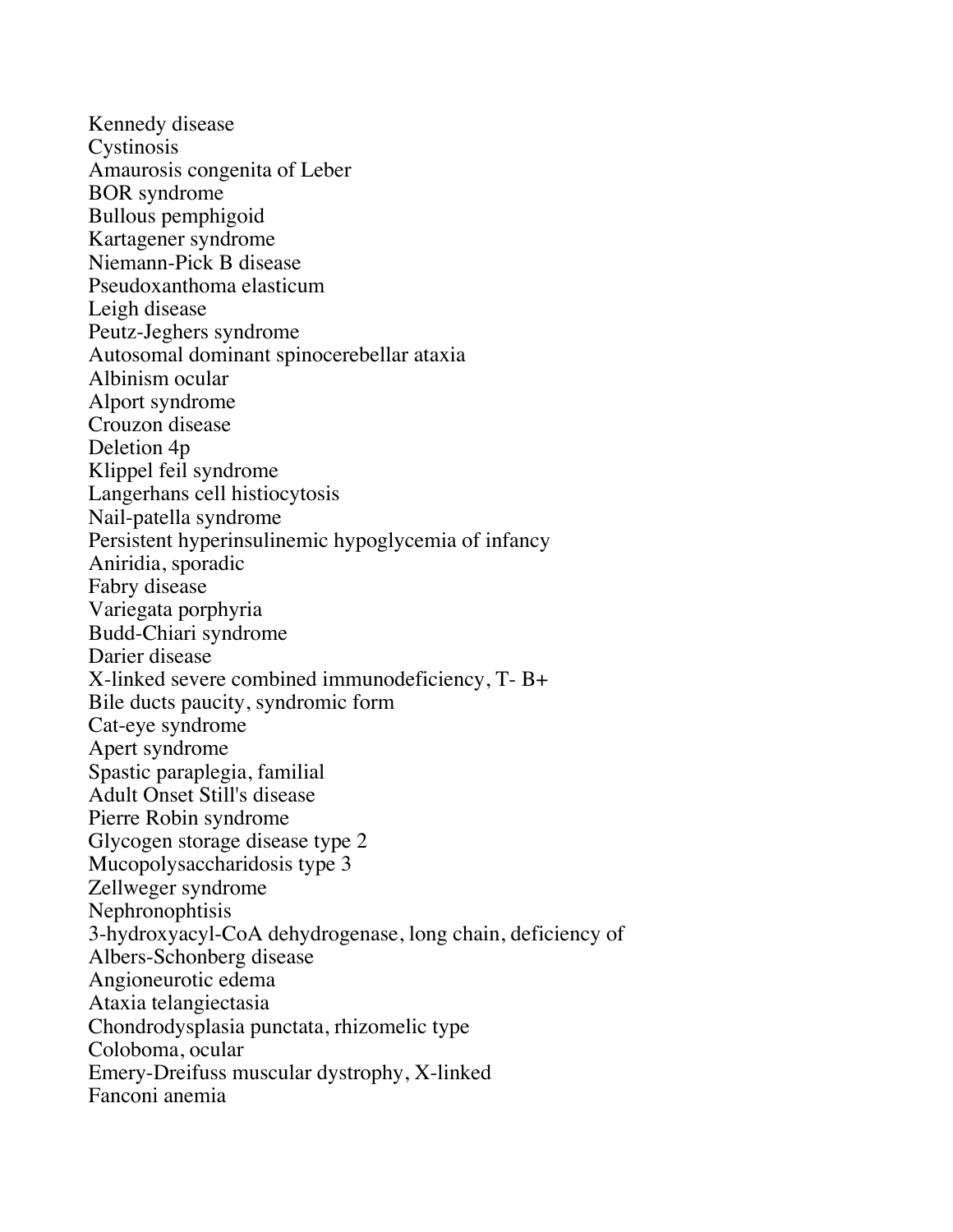Kennedy disease
Cystinosis
Amaurosis congenita of Leber
BOR syndrome
Bullous pemphigoid
Kartagener syndrome
Niemann-Pick B disease
Pseudoxanthoma elasticum
Leigh disease
Peutz-Jeghers syndrome
Autosomal dominant spinocerebellar ataxia
Albinism ocular
Alport syndrome
Crouzon disease
Deletion 4p
Klippel feil syndrome
Langerhans cell histiocytosis
Nail-patella syndrome
Persistent hyperinsulinemic hypoglycemia of infancy
Aniridia, sporadic
Fabry disease
Variegata porphyria
Budd-Chiari syndrome
Darier disease
X-linked severe combined immunodeficiency, T- B+
Bile ducts paucity, syndromic form
Cat-eye syndrome
Apert syndrome
Spastic paraplegia, familial
Adult Onset Still's disease
Pierre Robin syndrome
Glycogen storage disease type 2
Mucopolysaccharidosis type 3
Zellweger syndrome
Nephronophtisis
3-hydroxyacyl-CoA dehydrogenase, long chain, deficiency of
Albers-Schonberg disease
Angioneurotic edema
Ataxia telangiectasia
Chondrodysplasia punctata, rhizomelic type
Coloboma, ocular
Emery-Dreifuss muscular dystrophy, X-linked
Fanconi anemia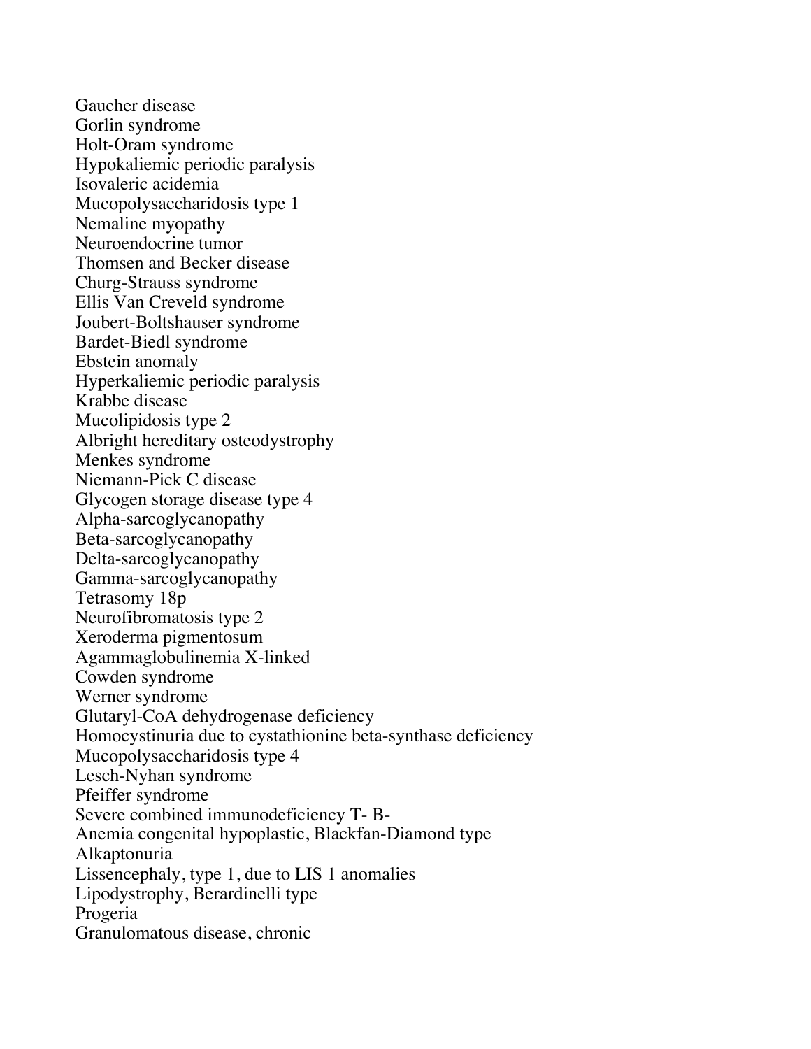Gaucher disease
Gorlin syndrome
Holt-Oram syndrome
Hypokaliemic periodic paralysis
Isovaleric acidemia
Mucopolysaccharidosis type 1
Nemaline myopathy
Neuroendocrine tumor
Thomsen and Becker disease
Churg-Strauss syndrome
Ellis Van Creveld syndrome
Joubert-Boltshauser syndrome
Bardet-Biedl syndrome
Ebstein anomaly
Hyperkaliemic periodic paralysis
Krabbe disease
Mucolipidosis type 2
Albright hereditary osteodystrophy
Menkes syndrome
Niemann-Pick C disease
Glycogen storage disease type 4
Alpha-sarcoglycanopathy
Beta-sarcoglycanopathy
Delta-sarcoglycanopathy
Gamma-sarcoglycanopathy
Tetrasomy 18p
Neurofibromatosis type 2
Xeroderma pigmentosum
Agammaglobulinemia X-linked
Cowden syndrome
Werner syndrome
Glutaryl-CoA dehydrogenase deficiency
Homocystinuria due to cystathionine beta-synthase deficiency
Mucopolysaccharidosis type 4
Lesch-Nyhan syndrome
Pfeiffer syndrome
Severe combined immunodeficiency T- B-
Anemia congenital hypoplastic, Blackfan-Diamond type
Alkaptonuria
Lissencephaly, type 1, due to LIS 1 anomalies
Lipodystrophy, Berardinelli type
Progeria
Granulomatous disease, chronic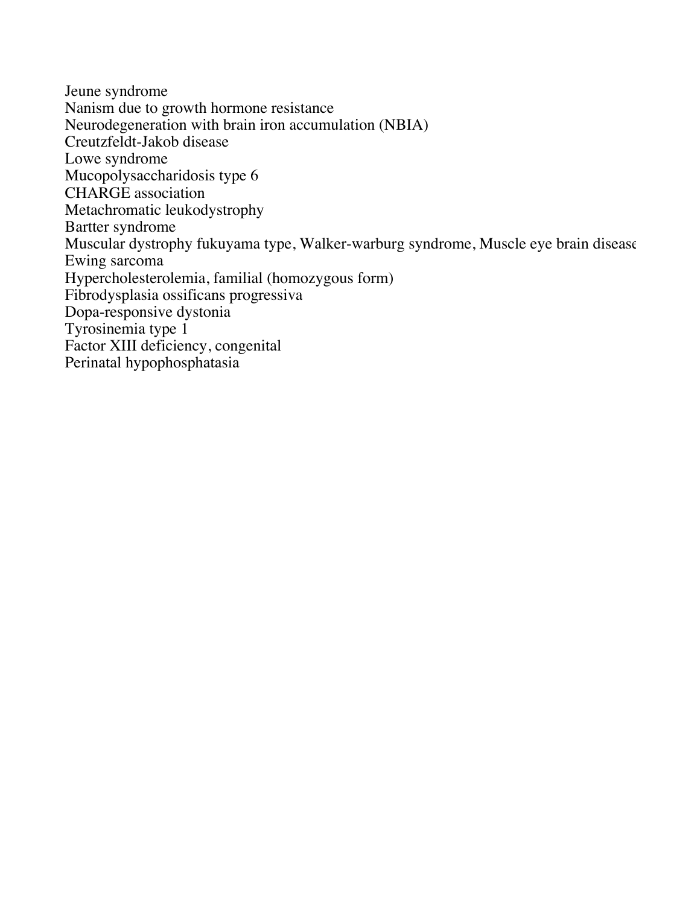Jeune syndrome
Nanism due to growth hormone resistance
Neurodegeneration with brain iron accumulation (NBIA)
Creutzfeldt-Jakob disease
Lowe syndrome
Mucopolysaccharidosis type 6
CHARGE association
Metachromatic leukodystrophy
Bartter syndrome
Muscular dystrophy fukuyama type, Walker-warburg syndrome, Muscle eye brain disease
Ewing sarcoma
Hypercholesterolemia, familial (homozygous form)
Fibrodysplasia ossificans progressiva
Dopa-responsive dystonia
Tyrosinemia type 1
Factor XIII deficiency, congenital
Perinatal hypophosphatasia